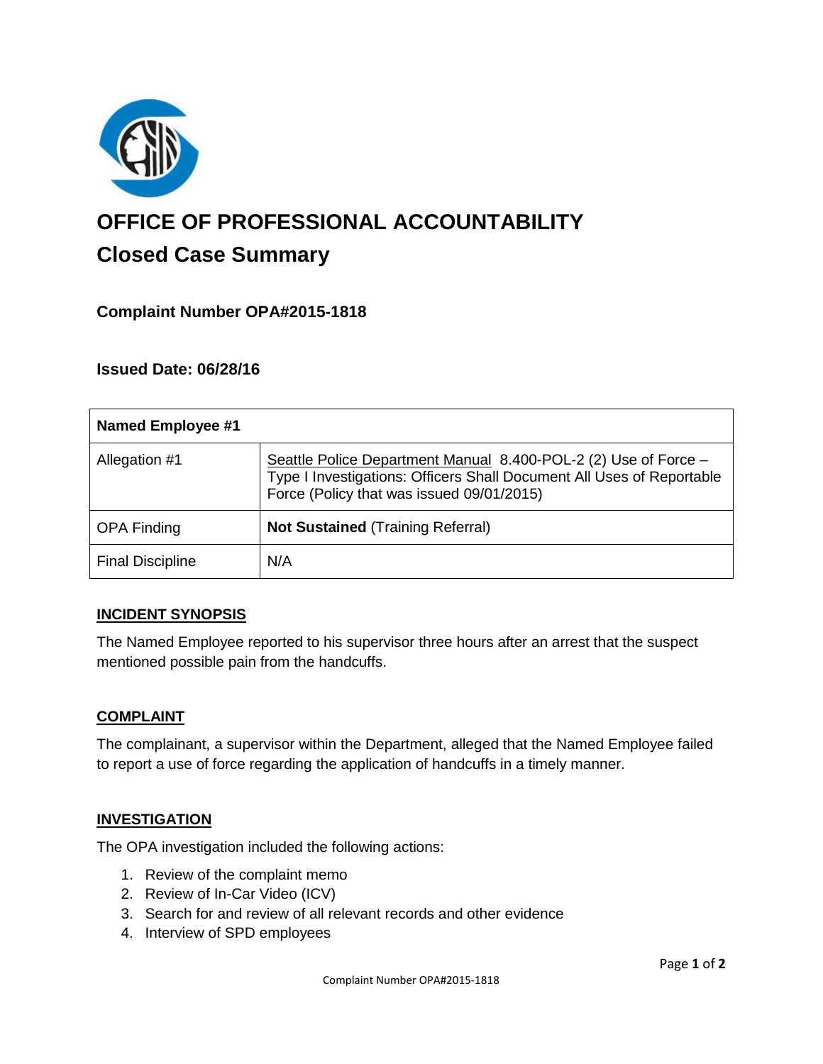# OFFICE OF PROFESSIONAL ACCOUNTABILITY

## Closed Case Summary

### Complaint Number OPA#2015-1818

### Issued Date: 06/28/16

| **Named Employee #1** | |
|---|---|
| Allegation #1 | Seattle Police Department Manual 8.400-POL-2 (2) Use of Force – Type I Investigations: Officers Shall Document All Uses of Reportable Force (Policy that was issued 09/01/2015) |
| OPA Finding | **Not Sustained** (Training Referral) |
| Final Discipline | N/A |

**INCIDENT SYNOPSIS**

The Named Employee reported to his supervisor three hours after an arrest that the suspect mentioned possible pain from the handcuffs.

**COMPLAINT**

The complainant, a supervisor within the Department, alleged that the Named Employee failed to report a use of force regarding the application of handcuffs in a timely manner.

**INVESTIGATION**

The OPA investigation included the following actions:

1. Review of the complaint memo
2. Review of In-Car Video (ICV)
3. Search for and review of all relevant records and other evidence
4. Interview of SPD employees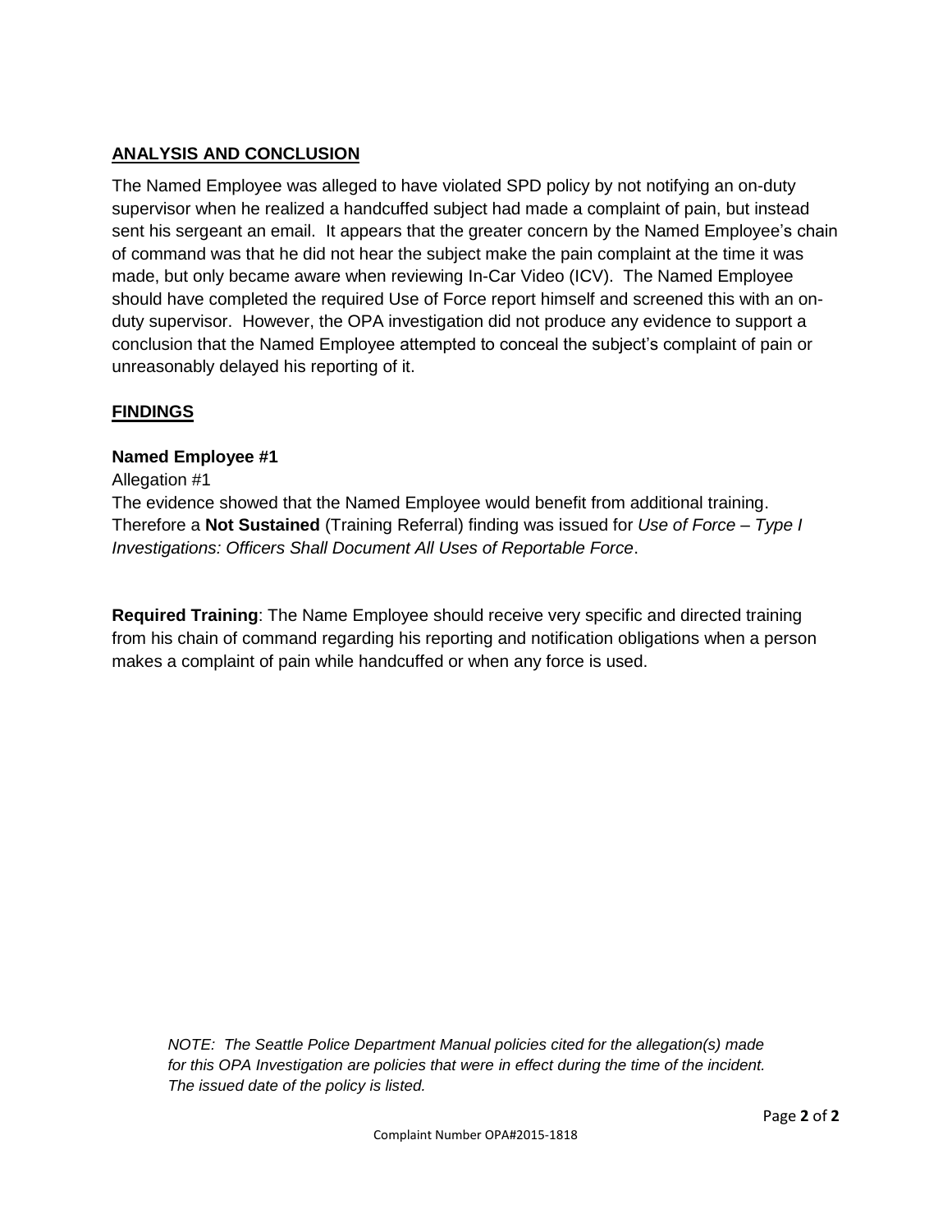## ANALYSIS AND CONCLUSION

The Named Employee was alleged to have violated SPD policy by not notifying an on-duty supervisor when he realized a handcuffed subject had made a complaint of pain, but instead sent his sergeant an email. It appears that the greater concern by the Named Employee's chain of command was that he did not hear the subject make the pain complaint at the time it was made, but only became aware when reviewing In-Car Video (ICV). The Named Employee should have completed the required Use of Force report himself and screened this with an on-duty supervisor. However, the OPA investigation did not produce any evidence to support a conclusion that the Named Employee attempted to conceal the subject's complaint of pain or unreasonably delayed his reporting of it.

## FINDINGS

**Named Employee #1**

Allegation #1

The evidence showed that the Named Employee would benefit from additional training. Therefore a **Not Sustained** (Training Referral) finding was issued for *Use of Force – Type I Investigations: Officers Shall Document All Uses of Reportable Force*.

**Required Training**: The Name Employee should receive very specific and directed training from his chain of command regarding his reporting and notification obligations when a person makes a complaint of pain while handcuffed or when any force is used.

*NOTE: The Seattle Police Department Manual policies cited for the allegation(s) made for this OPA Investigation are policies that were in effect during the time of the incident. The issued date of the policy is listed.*

Complaint Number OPA#2015-1818